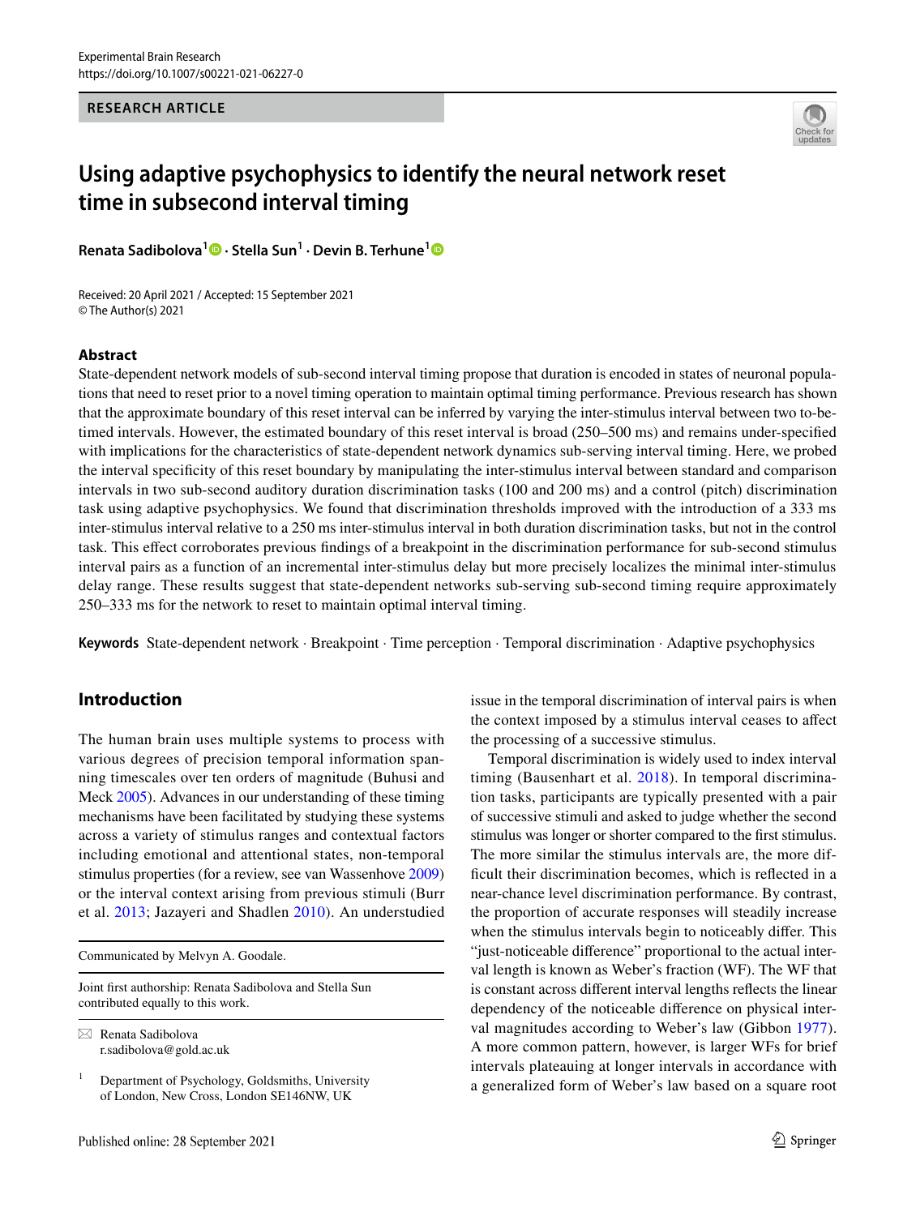Experimental Brain Research
https://doi.org/10.1007/s00221-021-06227-0

**RESEARCH ARTICLE**

# Using adaptive psychophysics to identify the neural network reset time in subsecond interval timing

**Renata Sadibolova[1] · Stella Sun[1] · Devin B. Terhune[1]**

Received: 20 April 2021 / Accepted: 15 September 2021
© The Author(s) 2021

## Abstract

State-dependent network models of sub-second interval timing propose that duration is encoded in states of neuronal populations that need to reset prior to a novel timing operation to maintain optimal timing performance. Previous research has shown that the approximate boundary of this reset interval can be inferred by varying the inter-stimulus interval between two to-be-timed intervals. However, the estimated boundary of this reset interval is broad (250–500 ms) and remains under-specified with implications for the characteristics of state-dependent network dynamics sub-serving interval timing. Here, we probed the interval specificity of this reset boundary by manipulating the inter-stimulus interval between standard and comparison intervals in two sub-second auditory duration discrimination tasks (100 and 200 ms) and a control (pitch) discrimination task using adaptive psychophysics. We found that discrimination thresholds improved with the introduction of a 333 ms inter-stimulus interval relative to a 250 ms inter-stimulus interval in both duration discrimination tasks, but not in the control task. This effect corroborates previous findings of a breakpoint in the discrimination performance for sub-second stimulus interval pairs as a function of an incremental inter-stimulus delay but more precisely localizes the minimal inter-stimulus delay range. These results suggest that state-dependent networks sub-serving sub-second timing require approximately 250–333 ms for the network to reset to maintain optimal interval timing.

**Keywords** State-dependent network · Breakpoint · Time perception · Temporal discrimination · Adaptive psychophysics

## Introduction

The human brain uses multiple systems to process with various degrees of precision temporal information spanning timescales over ten orders of magnitude (Buhusi and Meck 2005). Advances in our understanding of these timing mechanisms have been facilitated by studying these systems across a variety of stimulus ranges and contextual factors including emotional and attentional states, non-temporal stimulus properties (for a review, see van Wassenhove 2009) or the interval context arising from previous stimuli (Burr et al. 2013; Jazayeri and Shadlen 2010). An understudied issue in the temporal discrimination of interval pairs is when the context imposed by a stimulus interval ceases to affect the processing of a successive stimulus.

Temporal discrimination is widely used to index interval timing (Bausenhart et al. 2018). In temporal discrimination tasks, participants are typically presented with a pair of successive stimuli and asked to judge whether the second stimulus was longer or shorter compared to the first stimulus. The more similar the stimulus intervals are, the more difficult their discrimination becomes, which is reflected in a near-chance level discrimination performance. By contrast, the proportion of accurate responses will steadily increase when the stimulus intervals begin to noticeably differ. This "just-noticeable difference" proportional to the actual interval length is known as Weber's fraction (WF). The WF that is constant across different interval lengths reflects the linear dependency of the noticeable difference on physical interval magnitudes according to Weber's law (Gibbon 1977). A more common pattern, however, is larger WFs for brief intervals plateauing at longer intervals in accordance with a generalized form of Weber's law based on a square root

---

Communicated by Melvyn A. Goodale.

Joint first authorship: Renata Sadibolova and Stella Sun contributed equally to this work.

✉ Renata Sadibolova
r.sadibolova@gold.ac.uk

[1] Department of Psychology, Goldsmiths, University of London, New Cross, London SE146NW, UK

Published online: 28 September 2021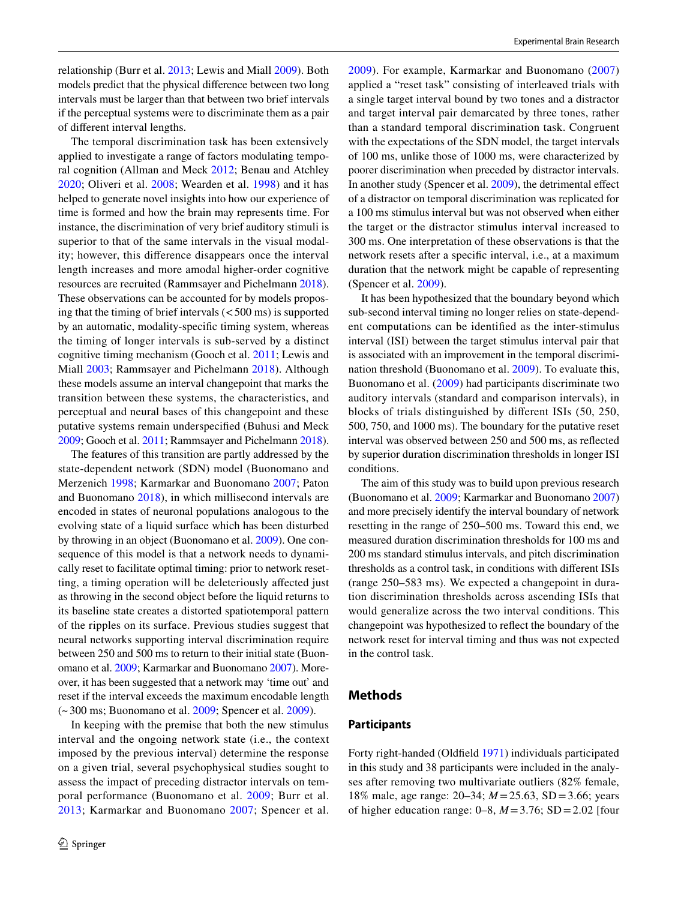relationship (Burr et al. 2013; Lewis and Miall 2009). Both models predict that the physical difference between two long intervals must be larger than that between two brief intervals if the perceptual systems were to discriminate them as a pair of different interval lengths.

The temporal discrimination task has been extensively applied to investigate a range of factors modulating temporal cognition (Allman and Meck 2012; Benau and Atchley 2020; Oliveri et al. 2008; Wearden et al. 1998) and it has helped to generate novel insights into how our experience of time is formed and how the brain may represents time. For instance, the discrimination of very brief auditory stimuli is superior to that of the same intervals in the visual modality; however, this difference disappears once the interval length increases and more amodal higher-order cognitive resources are recruited (Rammsayer and Pichelmann 2018). These observations can be accounted for by models proposing that the timing of brief intervals (< 500 ms) is supported by an automatic, modality-specific timing system, whereas the timing of longer intervals is sub-served by a distinct cognitive timing mechanism (Gooch et al. 2011; Lewis and Miall 2003; Rammsayer and Pichelmann 2018). Although these models assume an interval changepoint that marks the transition between these systems, the characteristics, and perceptual and neural bases of this changepoint and these putative systems remain underspecified (Buhusi and Meck 2009; Gooch et al. 2011; Rammsayer and Pichelmann 2018).

The features of this transition are partly addressed by the state-dependent network (SDN) model (Buonomano and Merzenich 1998; Karmarkar and Buonomano 2007; Paton and Buonomano 2018), in which millisecond intervals are encoded in states of neuronal populations analogous to the evolving state of a liquid surface which has been disturbed by throwing in an object (Buonomano et al. 2009). One consequence of this model is that a network needs to dynamically reset to facilitate optimal timing: prior to network resetting, a timing operation will be deleteriously affected just as throwing in the second object before the liquid returns to its baseline state creates a distorted spatiotemporal pattern of the ripples on its surface. Previous studies suggest that neural networks supporting interval discrimination require between 250 and 500 ms to return to their initial state (Buonomano et al. 2009; Karmarkar and Buonomano 2007). Moreover, it has been suggested that a network may 'time out' and reset if the interval exceeds the maximum encodable length (~ 300 ms; Buonomano et al. 2009; Spencer et al. 2009).

In keeping with the premise that both the new stimulus interval and the ongoing network state (i.e., the context imposed by the previous interval) determine the response on a given trial, several psychophysical studies sought to assess the impact of preceding distractor intervals on temporal performance (Buonomano et al. 2009; Burr et al. 2013; Karmarkar and Buonomano 2007; Spencer et al. 2009). For example, Karmarkar and Buonomano (2007) applied a "reset task" consisting of interleaved trials with a single target interval bound by two tones and a distractor and target interval pair demarcated by three tones, rather than a standard temporal discrimination task. Congruent with the expectations of the SDN model, the target intervals of 100 ms, unlike those of 1000 ms, were characterized by poorer discrimination when preceded by distractor intervals. In another study (Spencer et al. 2009), the detrimental effect of a distractor on temporal discrimination was replicated for a 100 ms stimulus interval but was not observed when either the target or the distractor stimulus interval increased to 300 ms. One interpretation of these observations is that the network resets after a specific interval, i.e., at a maximum duration that the network might be capable of representing (Spencer et al. 2009).

It has been hypothesized that the boundary beyond which sub-second interval timing no longer relies on state-dependent computations can be identified as the inter-stimulus interval (ISI) between the target stimulus interval pair that is associated with an improvement in the temporal discrimination threshold (Buonomano et al. 2009). To evaluate this, Buonomano et al. (2009) had participants discriminate two auditory intervals (standard and comparison intervals), in blocks of trials distinguished by different ISIs (50, 250, 500, 750, and 1000 ms). The boundary for the putative reset interval was observed between 250 and 500 ms, as reflected by superior duration discrimination thresholds in longer ISI conditions.

The aim of this study was to build upon previous research (Buonomano et al. 2009; Karmarkar and Buonomano 2007) and more precisely identify the interval boundary of network resetting in the range of 250–500 ms. Toward this end, we measured duration discrimination thresholds for 100 ms and 200 ms standard stimulus intervals, and pitch discrimination thresholds as a control task, in conditions with different ISIs (range 250–583 ms). We expected a changepoint in duration discrimination thresholds across ascending ISIs that would generalize across the two interval conditions. This changepoint was hypothesized to reflect the boundary of the network reset for interval timing and thus was not expected in the control task.

## Methods

### Participants

Forty right-handed (Oldfield 1971) individuals participated in this study and 38 participants were included in the analyses after removing two multivariate outliers (82% female, 18% male, age range: 20–34; $M = 25.63$, $SD = 3.66$; years of higher education range: 0–8, $M = 3.76$; $SD = 2.02$ [four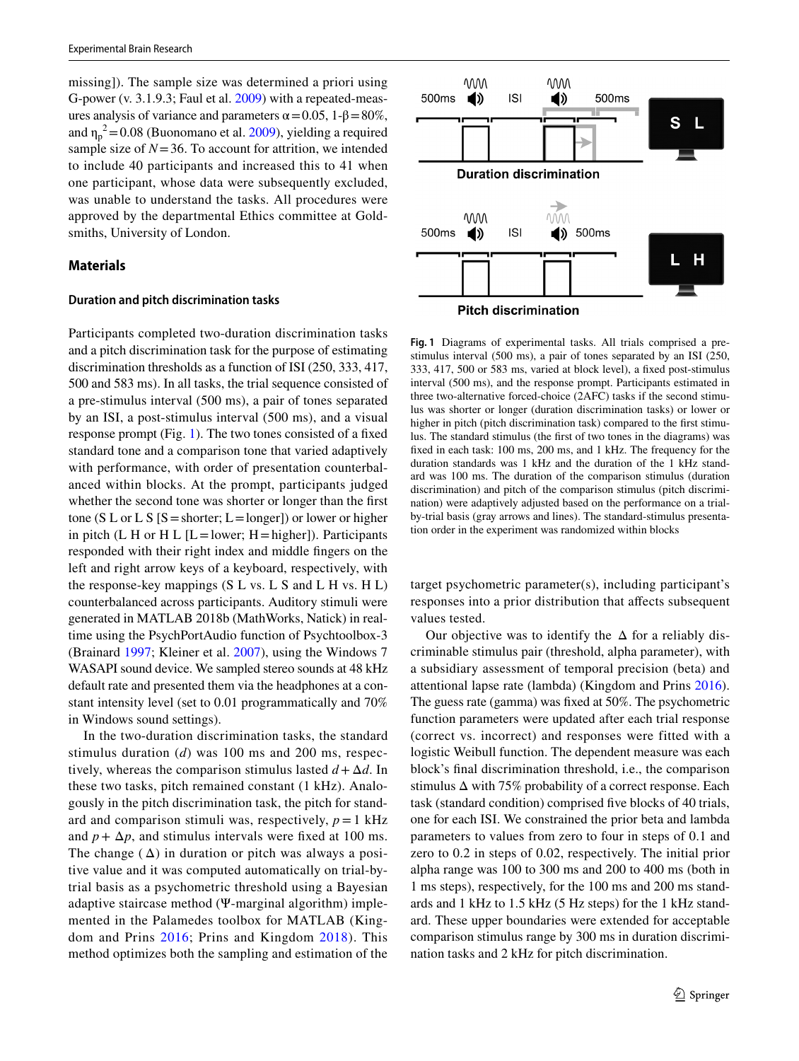missing]). The sample size was determined a priori using G-power (v. 3.1.9.3; Faul et al. 2009) with a repeated-measures analysis of variance and parameters $\alpha = 0.05$, $1\text{-}\beta = 80\%$, and $\eta_p^2 = 0.08$ (Buonomano et al. 2009), yielding a required sample size of $N = 36$. To account for attrition, we intended to include 40 participants and increased this to 41 when one participant, whose data were subsequently excluded, was unable to understand the tasks. All procedures were approved by the departmental Ethics committee at Goldsmiths, University of London.

## Materials

### Duration and pitch discrimination tasks

Participants completed two-duration discrimination tasks and a pitch discrimination task for the purpose of estimating discrimination thresholds as a function of ISI (250, 333, 417, 500 and 583 ms). In all tasks, the trial sequence consisted of a pre-stimulus interval (500 ms), a pair of tones separated by an ISI, a post-stimulus interval (500 ms), and a visual response prompt (Fig. 1). The two tones consisted of a fixed standard tone and a comparison tone that varied adaptively with performance, with order of presentation counterbalanced within blocks. At the prompt, participants judged whether the second tone was shorter or longer than the first tone (S L or L S [S = shorter; L = longer]) or lower or higher in pitch (L H or H L [L = lower; H = higher]). Participants responded with their right index and middle fingers on the left and right arrow keys of a keyboard, respectively, with the response-key mappings (S L vs. L S and L H vs. H L) counterbalanced across participants. Auditory stimuli were generated in MATLAB 2018b (MathWorks, Natick) in real-time using the PsychPortAudio function of Psychtoolbox-3 (Brainard 1997; Kleiner et al. 2007), using the Windows 7 WASAPI sound device. We sampled stereo sounds at 48 kHz default rate and presented them via the headphones at a constant intensity level (set to 0.01 programmatically and 70% in Windows sound settings).

In the two-duration discrimination tasks, the standard stimulus duration ($d$) was 100 ms and 200 ms, respectively, whereas the comparison stimulus lasted $d + \Delta d$. In these two tasks, pitch remained constant (1 kHz). Analogously in the pitch discrimination task, the pitch for standard and comparison stimuli was, respectively, $p = 1$ kHz and $p + \Delta p$, and stimulus intervals were fixed at 100 ms. The change ($\Delta$) in duration or pitch was always a positive value and it was computed automatically on trial-by-trial basis as a psychometric threshold using a Bayesian adaptive staircase method (Ψ-marginal algorithm) implemented in the Palamedes toolbox for MATLAB (Kingdom and Prins 2016; Prins and Kingdom 2018). This method optimizes both the sampling and estimation of the target psychometric parameter(s), including participant's responses into a prior distribution that affects subsequent values tested.

Our objective was to identify the $\Delta$ for a reliably discriminable stimulus pair (threshold, alpha parameter), with a subsidiary assessment of temporal precision (beta) and attentional lapse rate (lambda) (Kingdom and Prins 2016). The guess rate (gamma) was fixed at 50%. The psychometric function parameters were updated after each trial response (correct vs. incorrect) and responses were fitted with a logistic Weibull function. The dependent measure was each block's final discrimination threshold, i.e., the comparison stimulus $\Delta$ with 75% probability of a correct response. Each task (standard condition) comprised five blocks of 40 trials, one for each ISI. We constrained the prior beta and lambda parameters to values from zero to four in steps of 0.1 and zero to 0.2 in steps of 0.02, respectively. The initial prior alpha range was 100 to 300 ms and 200 to 400 ms (both in 1 ms steps), respectively, for the 100 ms and 200 ms standards and 1 kHz to 1.5 kHz (5 Hz steps) for the 1 kHz standard. These upper boundaries were extended for acceptable comparison stimulus range by 300 ms in duration discrimination tasks and 2 kHz for pitch discrimination.

**Fig. 1** Diagrams of experimental tasks. All trials comprised a pre-stimulus interval (500 ms), a pair of tones separated by an ISI (250, 333, 417, 500 or 583 ms, varied at block level), a fixed post-stimulus interval (500 ms), and the response prompt. Participants estimated in three two-alternative forced-choice (2AFC) tasks if the second stimulus was shorter or longer (duration discrimination tasks) or lower or higher in pitch (pitch discrimination task) compared to the first stimulus. The standard stimulus (the first of two tones in the diagrams) was fixed in each task: 100 ms, 200 ms, and 1 kHz. The frequency for the duration standards was 1 kHz and the duration of the 1 kHz standard was 100 ms. The duration of the comparison stimulus (duration discrimination) and pitch of the comparison stimulus (pitch discrimination) were adaptively adjusted based on the performance on a trial-by-trial basis (gray arrows and lines). The standard-stimulus presentation order in the experiment was randomized within blocks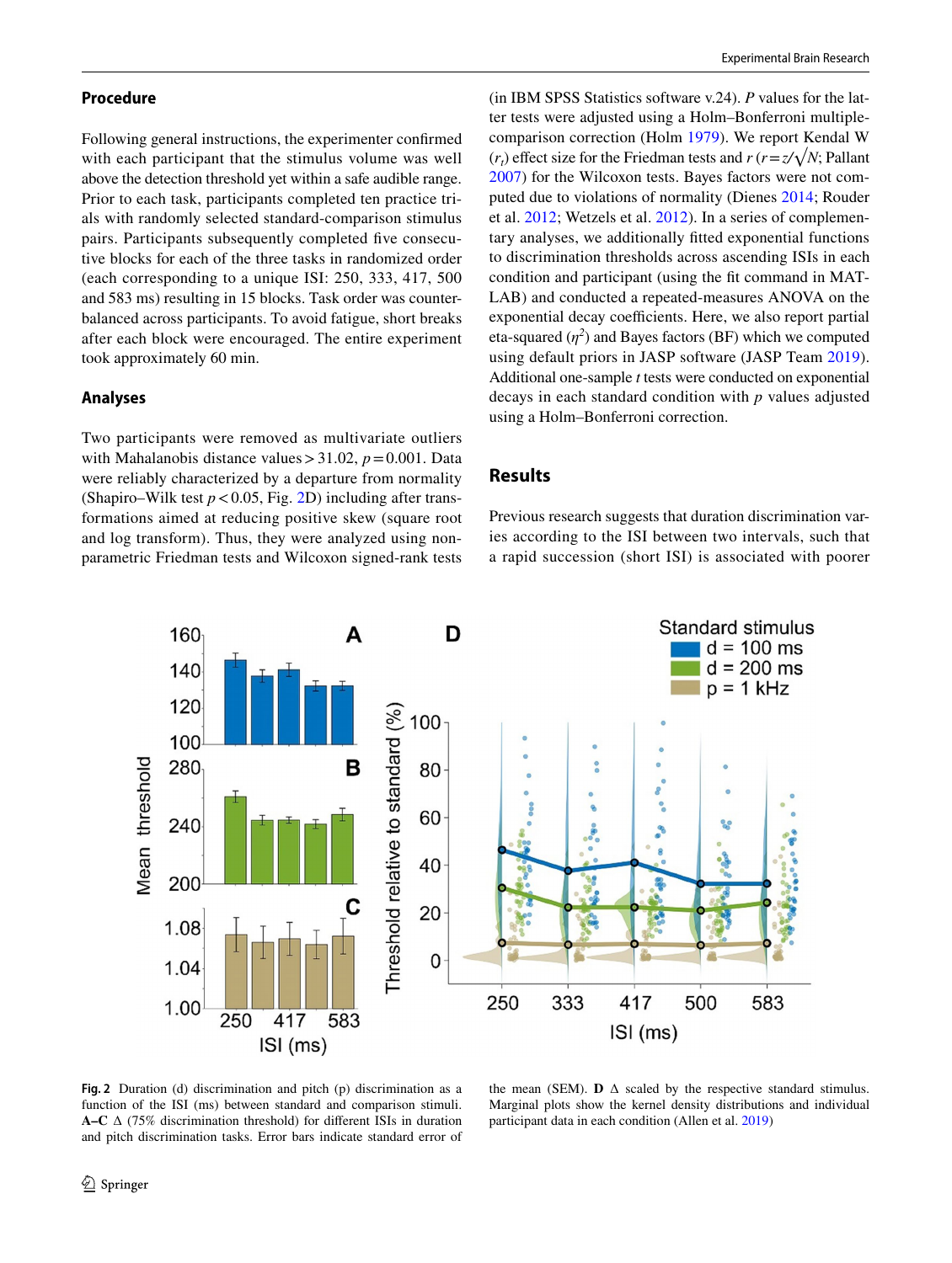### Procedure

Following general instructions, the experimenter confirmed with each participant that the stimulus volume was well above the detection threshold yet within a safe audible range. Prior to each task, participants completed ten practice trials with randomly selected standard-comparison stimulus pairs. Participants subsequently completed five consecutive blocks for each of the three tasks in randomized order (each corresponding to a unique ISI: 250, 333, 417, 500 and 583 ms) resulting in 15 blocks. Task order was counterbalanced across participants. To avoid fatigue, short breaks after each block were encouraged. The entire experiment took approximately 60 min.

### Analyses

Two participants were removed as multivariate outliers with Mahalanobis distance values > 31.02, $p = 0.001$. Data were reliably characterized by a departure from normality (Shapiro–Wilk test $p < 0.05$, Fig. 2D) including after transformations aimed at reducing positive skew (square root and log transform). Thus, they were analyzed using non-parametric Friedman tests and Wilcoxon signed-rank tests (in IBM SPSS Statistics software v.24). *P* values for the latter tests were adjusted using a Holm–Bonferroni multiple-comparison correction (Holm 1979). We report Kendal W ($r_t$) effect size for the Friedman tests and $r$ ($r = z/\sqrt{N}$; Pallant 2007) for the Wilcoxon tests. Bayes factors were not computed due to violations of normality (Dienes 2014; Rouder et al. 2012; Wetzels et al. 2012). In a series of complementary analyses, we additionally fitted exponential functions to discrimination thresholds across ascending ISIs in each condition and participant (using the fit command in MATLAB) and conducted a repeated-measures ANOVA on the exponential decay coefficients. Here, we also report partial eta-squared ($\eta^2$) and Bayes factors (BF) which we computed using default priors in JASP software (JASP Team 2019). Additional one-sample *t* tests were conducted on exponential decays in each standard condition with *p* values adjusted using a Holm–Bonferroni correction.

## Results

Previous research suggests that duration discrimination varies according to the ISI between two intervals, such that a rapid succession (short ISI) is associated with poorer

**Fig. 2** Duration (d) discrimination and pitch (p) discrimination as a function of the ISI (ms) between standard and comparison stimuli. **A–C** Δ (75% discrimination threshold) for different ISIs in duration and pitch discrimination tasks. Error bars indicate standard error of the mean (SEM). **D** Δ scaled by the respective standard stimulus. Marginal plots show the kernel density distributions and individual participant data in each condition (Allen et al. 2019)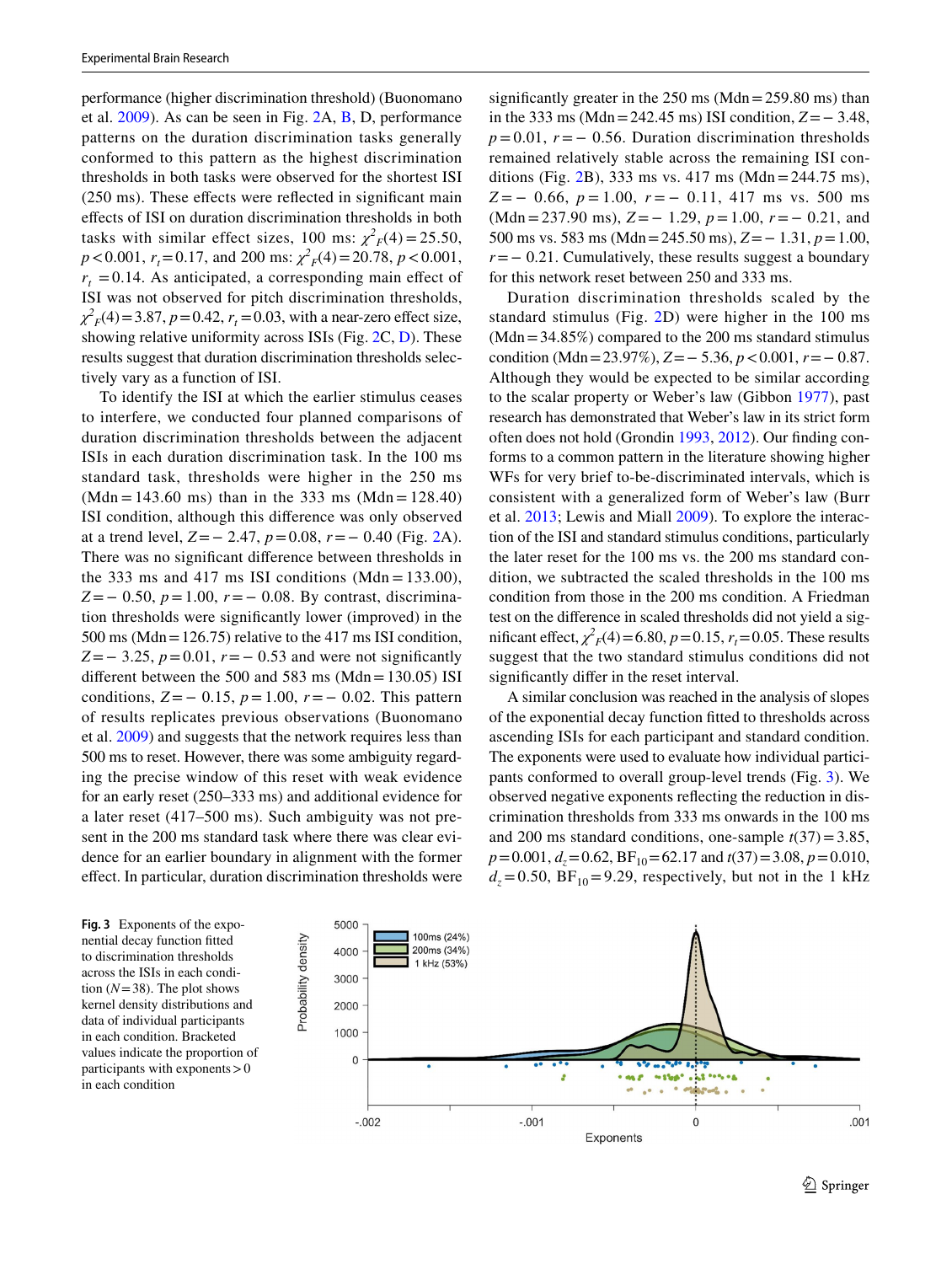performance (higher discrimination threshold) (Buonomano et al. 2009). As can be seen in Fig. 2A, B, D, performance patterns on the duration discrimination tasks generally conformed to this pattern as the highest discrimination thresholds in both tasks were observed for the shortest ISI (250 ms). These effects were reflected in significant main effects of ISI on duration discrimination thresholds in both tasks with similar effect sizes, 100 ms: $\chi^2_F(4) = 25.50$, $p < 0.001$, $r_t = 0.17$, and 200 ms: $\chi^2_F(4) = 20.78$, $p < 0.001$, $r_t = 0.14$. As anticipated, a corresponding main effect of ISI was not observed for pitch discrimination thresholds, $\chi^2_F(4) = 3.87$, $p = 0.42$, $r_t = 0.03$, with a near-zero effect size, showing relative uniformity across ISIs (Fig. 2C, D). These results suggest that duration discrimination thresholds selectively vary as a function of ISI.

To identify the ISI at which the earlier stimulus ceases to interfere, we conducted four planned comparisons of duration discrimination thresholds between the adjacent ISIs in each duration discrimination task. In the 100 ms standard task, thresholds were higher in the 250 ms (Mdn = 143.60 ms) than in the 333 ms (Mdn = 128.40) ISI condition, although this difference was only observed at a trend level, $Z = -2.47$, $p = 0.08$, $r = -0.40$ (Fig. 2A). There was no significant difference between thresholds in the 333 ms and 417 ms ISI conditions (Mdn = 133.00), $Z = -0.50$, $p = 1.00$, $r = -0.08$. By contrast, discrimination thresholds were significantly lower (improved) in the 500 ms (Mdn = 126.75) relative to the 417 ms ISI condition, $Z = -3.25$, $p = 0.01$, $r = -0.53$ and were not significantly different between the 500 and 583 ms (Mdn = 130.05) ISI conditions, $Z = -0.15$, $p = 1.00$, $r = -0.02$. This pattern of results replicates previous observations (Buonomano et al. 2009) and suggests that the network requires less than 500 ms to reset. However, there was some ambiguity regarding the precise window of this reset with weak evidence for an early reset (250–333 ms) and additional evidence for a later reset (417–500 ms). Such ambiguity was not present in the 200 ms standard task where there was clear evidence for an earlier boundary in alignment with the former effect. In particular, duration discrimination thresholds were significantly greater in the 250 ms (Mdn = 259.80 ms) than in the 333 ms (Mdn = 242.45 ms) ISI condition, $Z = -3.48$, $p = 0.01$, $r = -0.56$. Duration discrimination thresholds remained relatively stable across the remaining ISI conditions (Fig. 2B), 333 ms vs. 417 ms (Mdn = 244.75 ms), $Z = -0.66$, $p = 1.00$, $r = -0.11$, 417 ms vs. 500 ms (Mdn = 237.90 ms), $Z = -1.29$, $p = 1.00$, $r = -0.21$, and 500 ms vs. 583 ms (Mdn = 245.50 ms), $Z = -1.31$, $p = 1.00$, $r = -0.21$. Cumulatively, these results suggest a boundary for this network reset between 250 and 333 ms.

Duration discrimination thresholds scaled by the standard stimulus (Fig. 2D) were higher in the 100 ms (Mdn = 34.85%) compared to the 200 ms standard stimulus condition (Mdn = 23.97%), $Z = -5.36$, $p < 0.001$, $r = -0.87$. Although they would be expected to be similar according to the scalar property or Weber's law (Gibbon 1977), past research has demonstrated that Weber's law in its strict form often does not hold (Grondin 1993, 2012). Our finding conforms to a common pattern in the literature showing higher WFs for very brief to-be-discriminated intervals, which is consistent with a generalized form of Weber's law (Burr et al. 2013; Lewis and Miall 2009). To explore the interaction of the ISI and standard stimulus conditions, particularly the later reset for the 100 ms vs. the 200 ms standard condition, we subtracted the scaled thresholds in the 100 ms condition from those in the 200 ms condition. A Friedman test on the difference in scaled thresholds did not yield a significant effect, $\chi^2_F(4) = 6.80$, $p = 0.15$, $r_t = 0.05$. These results suggest that the two standard stimulus conditions did not significantly differ in the reset interval.

A similar conclusion was reached in the analysis of slopes of the exponential decay function fitted to thresholds across ascending ISIs for each participant and standard condition. The exponents were used to evaluate how individual participants conformed to overall group-level trends (Fig. 3). We observed negative exponents reflecting the reduction in discrimination thresholds from 333 ms onwards in the 100 ms and 200 ms standard conditions, one-sample $t(37) = 3.85$, $p = 0.001$, $d_z = 0.62$, $BF_{10} = 62.17$ and $t(37) = 3.08$, $p = 0.010$, $d_z = 0.50$, $BF_{10} = 9.29$, respectively, but not in the 1 kHz

**Fig. 3** Exponents of the exponential decay function fitted to discrimination thresholds across the ISIs in each condition ($N = 38$). The plot shows kernel density distributions and data of individual participants in each condition. Bracketed values indicate the proportion of participants with exponents > 0 in each condition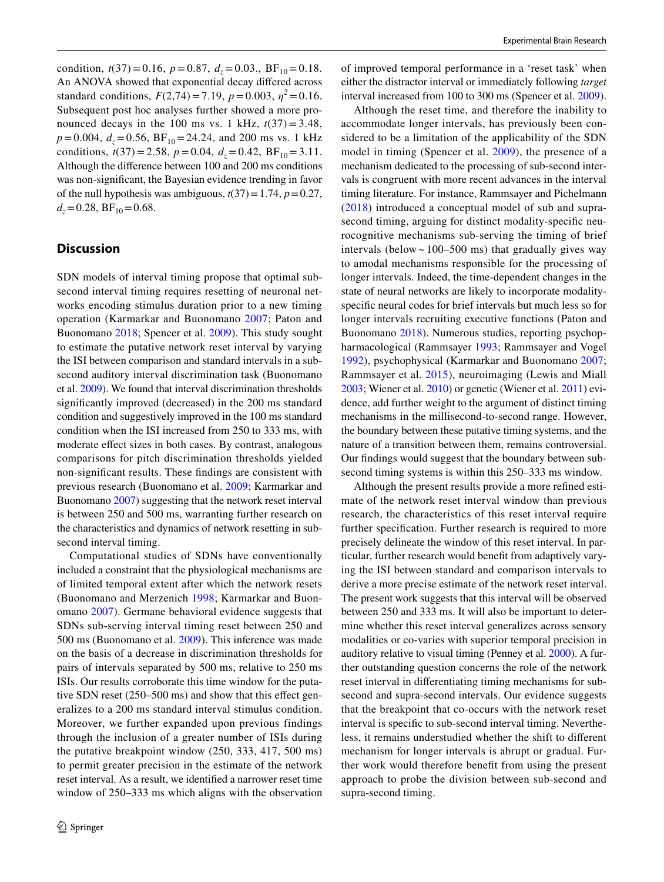condition, $t(37) = 0.16$, $p = 0.87$, $d_z = 0.03$., $BF_{10} = 0.18$. An ANOVA showed that exponential decay differed across standard conditions, $F(2,74) = 7.19$, $p = 0.003$, $\eta^2 = 0.16$. Subsequent post hoc analyses further showed a more pronounced decays in the 100 ms vs. 1 kHz, $t(37) = 3.48$, $p = 0.004$, $d_z = 0.56$, $BF_{10} = 24.24$, and 200 ms vs. 1 kHz conditions, $t(37) = 2.58$, $p = 0.04$, $d_z = 0.42$, $BF_{10} = 3.11$. Although the difference between 100 and 200 ms conditions was non-significant, the Bayesian evidence trending in favor of the null hypothesis was ambiguous, $t(37) = 1.74$, $p = 0.27$, $d_z = 0.28$, $BF_{10} = 0.68$.

## Discussion

SDN models of interval timing propose that optimal sub-second interval timing requires resetting of neuronal networks encoding stimulus duration prior to a new timing operation (Karmarkar and Buonomano 2007; Paton and Buonomano 2018; Spencer et al. 2009). This study sought to estimate the putative network reset interval by varying the ISI between comparison and standard intervals in a sub-second auditory interval discrimination task (Buonomano et al. 2009). We found that interval discrimination thresholds significantly improved (decreased) in the 200 ms standard condition and suggestively improved in the 100 ms standard condition when the ISI increased from 250 to 333 ms, with moderate effect sizes in both cases. By contrast, analogous comparisons for pitch discrimination thresholds yielded non-significant results. These findings are consistent with previous research (Buonomano et al. 2009; Karmarkar and Buonomano 2007) suggesting that the network reset interval is between 250 and 500 ms, warranting further research on the characteristics and dynamics of network resetting in sub-second interval timing.

Computational studies of SDNs have conventionally included a constraint that the physiological mechanisms are of limited temporal extent after which the network resets (Buonomano and Merzenich 1998; Karmarkar and Buonomano 2007). Germane behavioral evidence suggests that SDNs sub-serving interval timing reset between 250 and 500 ms (Buonomano et al. 2009). This inference was made on the basis of a decrease in discrimination thresholds for pairs of intervals separated by 500 ms, relative to 250 ms ISIs. Our results corroborate this time window for the putative SDN reset (250–500 ms) and show that this effect generalizes to a 200 ms standard interval stimulus condition. Moreover, we further expanded upon previous findings through the inclusion of a greater number of ISIs during the putative breakpoint window (250, 333, 417, 500 ms) to permit greater precision in the estimate of the network reset interval. As a result, we identified a narrower reset time window of 250–333 ms which aligns with the observation of improved temporal performance in a 'reset task' when either the distractor interval or immediately following *target* interval increased from 100 to 300 ms (Spencer et al. 2009).

Although the reset time, and therefore the inability to accommodate longer intervals, has previously been considered to be a limitation of the applicability of the SDN model in timing (Spencer et al. 2009), the presence of a mechanism dedicated to the processing of sub-second intervals is congruent with more recent advances in the interval timing literature. For instance, Rammsayer and Pichelmann (2018) introduced a conceptual model of sub and supra-second timing, arguing for distinct modality-specific neurocognitive mechanisms sub-serving the timing of brief intervals (below ~ 100–500 ms) that gradually gives way to amodal mechanisms responsible for the processing of longer intervals. Indeed, the time-dependent changes in the state of neural networks are likely to incorporate modality-specific neural codes for brief intervals but much less so for longer intervals recruiting executive functions (Paton and Buonomano 2018). Numerous studies, reporting psychopharmacological (Rammsayer 1993; Rammsayer and Vogel 1992), psychophysical (Karmarkar and Buonomano 2007; Rammsayer et al. 2015), neuroimaging (Lewis and Miall 2003; Wiener et al. 2010) or genetic (Wiener et al. 2011) evidence, add further weight to the argument of distinct timing mechanisms in the millisecond-to-second range. However, the boundary between these putative timing systems, and the nature of a transition between them, remains controversial. Our findings would suggest that the boundary between sub-second timing systems is within this 250–333 ms window.

Although the present results provide a more refined estimate of the network reset interval window than previous research, the characteristics of this reset interval require further specification. Further research is required to more precisely delineate the window of this reset interval. In particular, further research would benefit from adaptively varying the ISI between standard and comparison intervals to derive a more precise estimate of the network reset interval. The present work suggests that this interval will be observed between 250 and 333 ms. It will also be important to determine whether this reset interval generalizes across sensory modalities or co-varies with superior temporal precision in auditory relative to visual timing (Penney et al. 2000). A further outstanding question concerns the role of the network reset interval in differentiating timing mechanisms for sub-second and supra-second intervals. Our evidence suggests that the breakpoint that co-occurs with the network reset interval is specific to sub-second interval timing. Nevertheless, it remains understudied whether the shift to different mechanism for longer intervals is abrupt or gradual. Further work would therefore benefit from using the present approach to probe the division between sub-second and supra-second timing.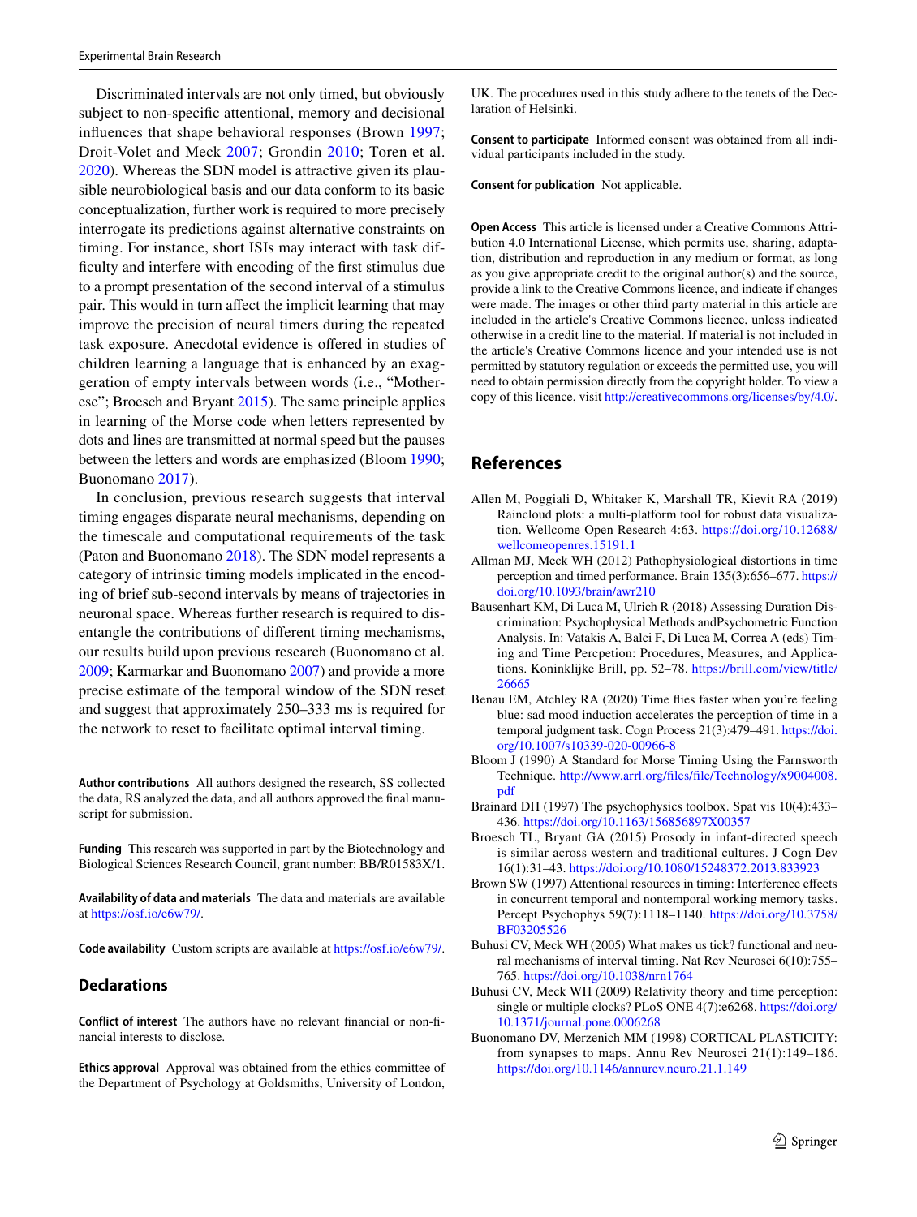Discriminated intervals are not only timed, but obviously subject to non-specific attentional, memory and decisional influences that shape behavioral responses (Brown 1997; Droit-Volet and Meck 2007; Grondin 2010; Toren et al. 2020). Whereas the SDN model is attractive given its plausible neurobiological basis and our data conform to its basic conceptualization, further work is required to more precisely interrogate its predictions against alternative constraints on timing. For instance, short ISIs may interact with task difficulty and interfere with encoding of the first stimulus due to a prompt presentation of the second interval of a stimulus pair. This would in turn affect the implicit learning that may improve the precision of neural timers during the repeated task exposure. Anecdotal evidence is offered in studies of children learning a language that is enhanced by an exaggeration of empty intervals between words (i.e., "Motherese"; Broesch and Bryant 2015). The same principle applies in learning of the Morse code when letters represented by dots and lines are transmitted at normal speed but the pauses between the letters and words are emphasized (Bloom 1990; Buonomano 2017).

In conclusion, previous research suggests that interval timing engages disparate neural mechanisms, depending on the timescale and computational requirements of the task (Paton and Buonomano 2018). The SDN model represents a category of intrinsic timing models implicated in the encoding of brief sub-second intervals by means of trajectories in neuronal space. Whereas further research is required to disentangle the contributions of different timing mechanisms, our results build upon previous research (Buonomano et al. 2009; Karmarkar and Buonomano 2007) and provide a more precise estimate of the temporal window of the SDN reset and suggest that approximately 250–333 ms is required for the network to reset to facilitate optimal interval timing.

**Author contributions** All authors designed the research, SS collected the data, RS analyzed the data, and all authors approved the final manuscript for submission.

**Funding** This research was supported in part by the Biotechnology and Biological Sciences Research Council, grant number: BB/R01583X/1.

**Availability of data and materials** The data and materials are available at https://osf.io/e6w79/.

**Code availability** Custom scripts are available at https://osf.io/e6w79/.

## Declarations

**Conflict of interest** The authors have no relevant financial or non-financial interests to disclose.

**Ethics approval** Approval was obtained from the ethics committee of the Department of Psychology at Goldsmiths, University of London, UK. The procedures used in this study adhere to the tenets of the Declaration of Helsinki.

**Consent to participate** Informed consent was obtained from all individual participants included in the study.

**Consent for publication** Not applicable.

**Open Access** This article is licensed under a Creative Commons Attribution 4.0 International License, which permits use, sharing, adaptation, distribution and reproduction in any medium or format, as long as you give appropriate credit to the original author(s) and the source, provide a link to the Creative Commons licence, and indicate if changes were made. The images or other third party material in this article are included in the article's Creative Commons licence, unless indicated otherwise in a credit line to the material. If material is not included in the article's Creative Commons licence and your intended use is not permitted by statutory regulation or exceeds the permitted use, you will need to obtain permission directly from the copyright holder. To view a copy of this licence, visit http://creativecommons.org/licenses/by/4.0/.

## References

Allen M, Poggiali D, Whitaker K, Marshall TR, Kievit RA (2019) Raincloud plots: a multi-platform tool for robust data visualization. Wellcome Open Research 4:63. https://doi.org/10.12688/wellcomeopenres.15191.1

Allman MJ, Meck WH (2012) Pathophysiological distortions in time perception and timed performance. Brain 135(3):656–677. https://doi.org/10.1093/brain/awr210

Bausenhart KM, Di Luca M, Ulrich R (2018) Assessing Duration Discrimination: Psychophysical Methods andPsychometric Function Analysis. In: Vatakis A, Balci F, Di Luca M, Correa A (eds) Timing and Time Percpetion: Procedures, Measures, and Applications. Koninklijke Brill, pp. 52–78. https://brill.com/view/title/26665

Benau EM, Atchley RA (2020) Time flies faster when you're feeling blue: sad mood induction accelerates the perception of time in a temporal judgment task. Cogn Process 21(3):479–491. https://doi.org/10.1007/s10339-020-00966-8

Bloom J (1990) A Standard for Morse Timing Using the Farnsworth Technique. http://www.arrl.org/files/file/Technology/x9004008.pdf

Brainard DH (1997) The psychophysics toolbox. Spat vis 10(4):433–436. https://doi.org/10.1163/156856897X00357

Broesch TL, Bryant GA (2015) Prosody in infant-directed speech is similar across western and traditional cultures. J Cogn Dev 16(1):31–43. https://doi.org/10.1080/15248372.2013.833923

Brown SW (1997) Attentional resources in timing: Interference effects in concurrent temporal and nontemporal working memory tasks. Percept Psychophys 59(7):1118–1140. https://doi.org/10.3758/BF03205526

Buhusi CV, Meck WH (2005) What makes us tick? functional and neural mechanisms of interval timing. Nat Rev Neurosci 6(10):755–765. https://doi.org/10.1038/nrn1764

Buhusi CV, Meck WH (2009) Relativity theory and time perception: single or multiple clocks? PLoS ONE 4(7):e6268. https://doi.org/10.1371/journal.pone.0006268

Buonomano DV, Merzenich MM (1998) CORTICAL PLASTICITY: from synapses to maps. Annu Rev Neurosci 21(1):149–186. https://doi.org/10.1146/annurev.neuro.21.1.149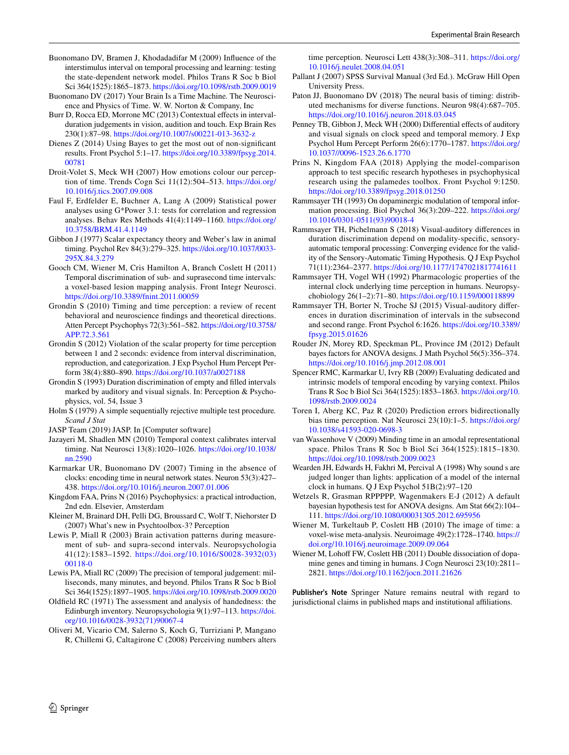Buonomano DV, Bramen J, Khodadadifar M (2009) Influence of the interstimulus interval on temporal processing and learning: testing the state-dependent network model. Philos Trans R Soc b Biol Sci 364(1525):1865–1873. https://doi.org/10.1098/rstb.2009.0019

Buonomano DV (2017) Your Brain Is a Time Machine. The Neuroscience and Physics of Time. W. W. Norton & Company, Inc

Burr D, Rocca ED, Morrone MC (2013) Contextual effects in interval-duration judgements in vision, audition and touch. Exp Brain Res 230(1):87–98. https://doi.org/10.1007/s00221-013-3632-z

Dienes Z (2014) Using Bayes to get the most out of non-significant results. Front Psychol 5:1–17. https://doi.org/10.3389/fpsyg.2014.00781

Droit-Volet S, Meck WH (2007) How emotions colour our perception of time. Trends Cogn Sci 11(12):504–513. https://doi.org/10.1016/j.tics.2007.09.008

Faul F, Erdfelder E, Buchner A, Lang A (2009) Statistical power analyses using G*Power 3.1: tests for correlation and regression analyses. Behav Res Methods 41(4):1149–1160. https://doi.org/10.3758/BRM.41.4.1149

Gibbon J (1977) Scalar expectancy theory and Weber's law in animal timing. Psychol Rev 84(3):279–325. https://doi.org/10.1037/0033-295X.84.3.279

Gooch CM, Wiener M, Cris Hamilton A, Branch Coslett H (2011) Temporal discrimination of sub- and suprasecond time intervals: a voxel-based lesion mapping analysis. Front Integr Neurosci. https://doi.org/10.3389/fnint.2011.00059

Grondin S (2010) Timing and time perception: a review of recent behavioral and neuroscience findings and theoretical directions. Atten Percept Psychophys 72(3):561–582. https://doi.org/10.3758/APP.72.3.561

Grondin S (2012) Violation of the scalar property for time perception between 1 and 2 seconds: evidence from interval discrimination, reproduction, and categorization. J Exp Psychol Hum Percept Perform 38(4):880–890. https://doi.org/10.1037/a0027188

Grondin S (1993) Duration discrimination of empty and filled intervals marked by auditory and visual signals. In: Perception & Psychophysics, vol. 54, Issue 3

Holm S (1979) A simple sequentially rejective multiple test procedure. *Scand J Stat*

JASP Team (2019) JASP. In [Computer software]

Jazayeri M, Shadlen MN (2010) Temporal context calibrates interval timing. Nat Neurosci 13(8):1020–1026. https://doi.org/10.1038/nn.2590

Karmarkar UR, Buonomano DV (2007) Timing in the absence of clocks: encoding time in neural network states. Neuron 53(3):427–438. https://doi.org/10.1016/j.neuron.2007.01.006

Kingdom FAA, Prins N (2016) Psychophysics: a practical introduction, 2nd edn. Elsevier, Amsterdam

Kleiner M, Brainard DH, Pelli DG, Broussard C, Wolf T, Niehorster D (2007) What's new in Psychtoolbox-3? Perception

Lewis P, Miall R (2003) Brain activation patterns during measurement of sub- and supra-second intervals. Neuropsychologia 41(12):1583–1592. https://doi.org/10.1016/S0028-3932(03)00118-0

Lewis PA, Miall RC (2009) The precision of temporal judgement: milliseconds, many minutes, and beyond. Philos Trans R Soc b Biol Sci 364(1525):1897–1905. https://doi.org/10.1098/rstb.2009.0020

Oldfield RC (1971) The assessment and analysis of handedness: the Edinburgh inventory. Neuropsychologia 9(1):97–113. https://doi.org/10.1016/0028-3932(71)90067-4

Oliveri M, Vicario CM, Salerno S, Koch G, Turriziani P, Mangano R, Chillemi G, Caltagirone C (2008) Perceiving numbers alters time perception. Neurosci Lett 438(3):308–311. https://doi.org/10.1016/j.neulet.2008.04.051

Pallant J (2007) SPSS Survival Manual (3rd Ed.). McGraw Hill Open University Press.

Paton JJ, Buonomano DV (2018) The neural basis of timing: distributed mechanisms for diverse functions. Neuron 98(4):687–705. https://doi.org/10.1016/j.neuron.2018.03.045

Penney TB, Gibbon J, Meck WH (2000) Differential effects of auditory and visual signals on clock speed and temporal memory. J Exp Psychol Hum Percept Perform 26(6):1770–1787. https://doi.org/10.1037//0096-1523.26.6.1770

Prins N, Kingdom FAA (2018) Applying the model-comparison approach to test specific research hypotheses in psychophysical research using the palamedes toolbox. Front Psychol 9:1250. https://doi.org/10.3389/fpsyg.2018.01250

Rammsayer TH (1993) On dopaminergic modulation of temporal information processing. Biol Psychol 36(3):209–222. https://doi.org/10.1016/0301-0511(93)90018-4

Rammsayer TH, Pichelmann S (2018) Visual-auditory differences in duration discrimination depend on modality-specific, sensory-automatic temporal processing: Converging evidence for the validity of the Sensory-Automatic Timing Hypothesis. Q J Exp Psychol 71(11):2364–2377. https://doi.org/10.1177/1747021817741611

Rammsayer TH, Vogel WH (1992) Pharmacologic properties of the internal clock underlying time perception in humans. Neuropsychobiology 26(1–2):71–80. https://doi.org/10.1159/000118899

Rammsayer TH, Borter N, Troche SJ (2015) Visual-auditory differences in duration discrimination of intervals in the subsecond and second range. Front Psychol 6:1626. https://doi.org/10.3389/fpsyg.2015.01626

Rouder JN, Morey RD, Speckman PL, Province JM (2012) Default bayes factors for ANOVA designs. J Math Psychol 56(5):356–374. https://doi.org/10.1016/j.jmp.2012.08.001

Spencer RMC, Karmarkar U, Ivry RB (2009) Evaluating dedicated and intrinsic models of temporal encoding by varying context. Philos Trans R Soc b Biol Sci 364(1525):1853–1863. https://doi.org/10.1098/rstb.2009.0024

Toren I, Aberg KC, Paz R (2020) Prediction errors bidirectionally bias time perception. Nat Neurosci 23(10):1–5. https://doi.org/10.1038/s41593-020-0698-3

van Wassenhove V (2009) Minding time in an amodal representational space. Philos Trans R Soc b Biol Sci 364(1525):1815–1830. https://doi.org/10.1098/rstb.2009.0023

Wearden JH, Edwards H, Fakhri M, Percival A (1998) Why sound s are judged longer than lights: application of a model of the internal clock in humans. Q J Exp Psychol 51B(2):97–120

Wetzels R, Grasman RPPPPP, Wagenmakers E-J (2012) A default bayesian hypothesis test for ANOVA designs. Am Stat 66(2):104–111. https://doi.org/10.1080/00031305.2012.695956

Wiener M, Turkeltaub P, Coslett HB (2010) The image of time: a voxel-wise meta-analysis. Neuroimage 49(2):1728–1740. https://doi.org/10.1016/j.neuroimage.2009.09.064

Wiener M, Lohoff FW, Coslett HB (2011) Double dissociation of dopamine genes and timing in humans. J Cogn Neurosci 23(10):2811–2821. https://doi.org/10.1162/jocn.2011.21626

**Publisher's Note** Springer Nature remains neutral with regard to jurisdictional claims in published maps and institutional affiliations.